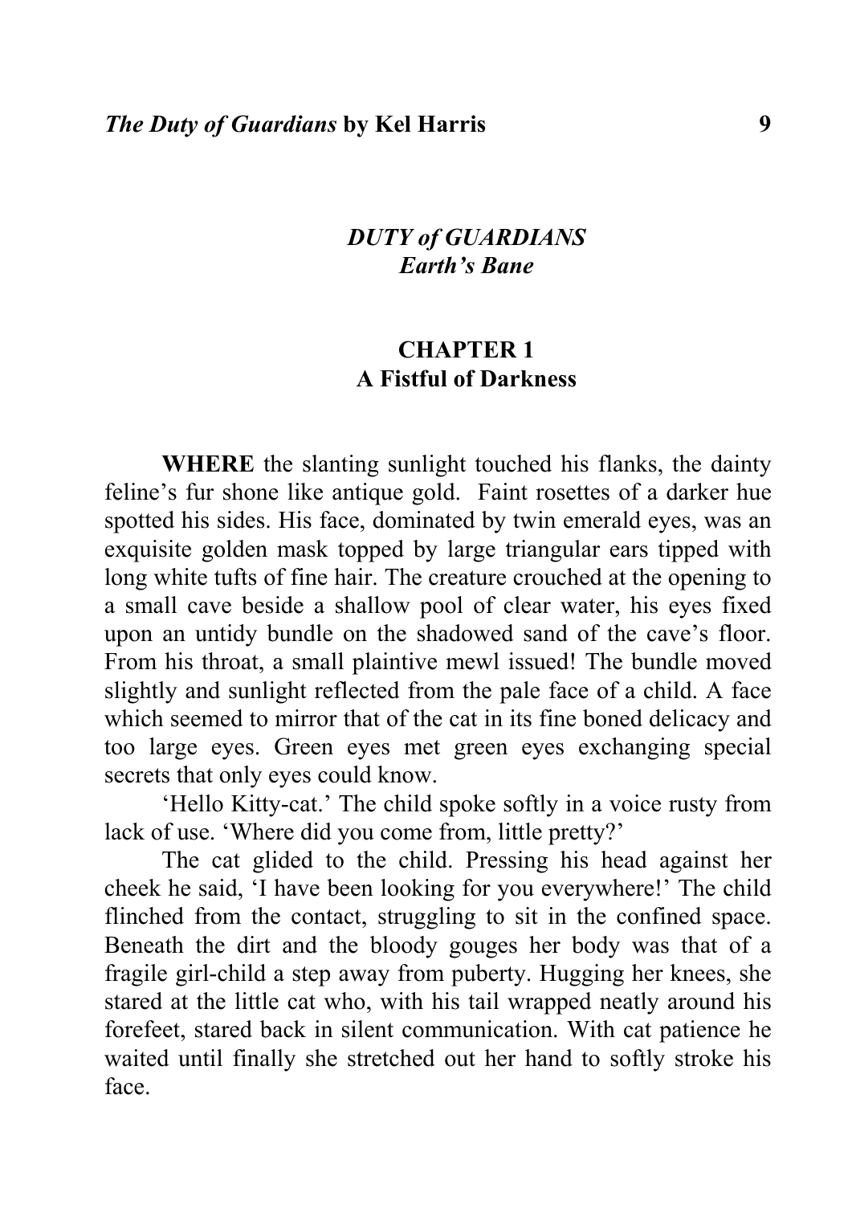*DUTY of GUARDIANS*
*Earth's Bane*

## CHAPTER 1
## A Fistful of Darkness

**WHERE** the slanting sunlight touched his flanks, the dainty feline's fur shone like antique gold. Faint rosettes of a darker hue spotted his sides. His face, dominated by twin emerald eyes, was an exquisite golden mask topped by large triangular ears tipped with long white tufts of fine hair. The creature crouched at the opening to a small cave beside a shallow pool of clear water, his eyes fixed upon an untidy bundle on the shadowed sand of the cave's floor. From his throat, a small plaintive mewl issued! The bundle moved slightly and sunlight reflected from the pale face of a child. A face which seemed to mirror that of the cat in its fine boned delicacy and too large eyes. Green eyes met green eyes exchanging special secrets that only eyes could know.

'Hello Kitty-cat.' The child spoke softly in a voice rusty from lack of use. 'Where did you come from, little pretty?'

The cat glided to the child. Pressing his head against her cheek he said, 'I have been looking for you everywhere!' The child flinched from the contact, struggling to sit in the confined space. Beneath the dirt and the bloody gouges her body was that of a fragile girl-child a step away from puberty. Hugging her knees, she stared at the little cat who, with his tail wrapped neatly around his forefeet, stared back in silent communication. With cat patience he waited until finally she stretched out her hand to softly stroke his face.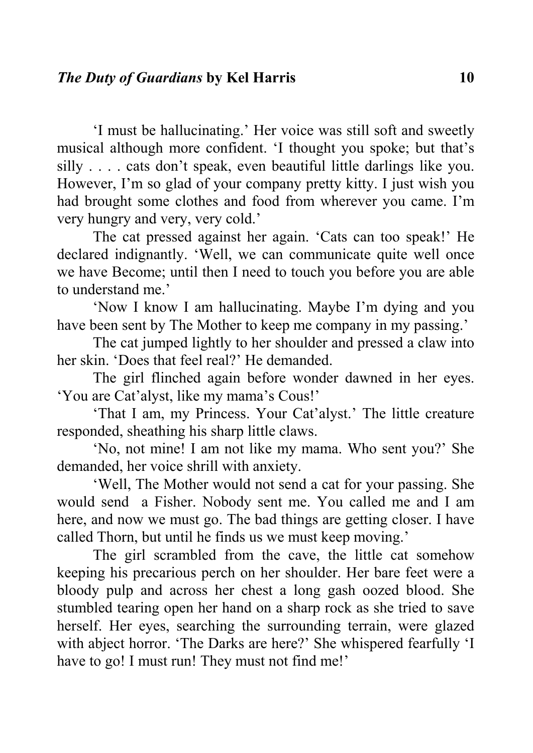'I must be hallucinating.' Her voice was still soft and sweetly musical although more confident. 'I thought you spoke; but that's silly . . . . cats don't speak, even beautiful little darlings like you. However, I'm so glad of your company pretty kitty. I just wish you had brought some clothes and food from wherever you came. I'm very hungry and very, very cold.'

The cat pressed against her again. 'Cats can too speak!' He declared indignantly. 'Well, we can communicate quite well once we have Become; until then I need to touch you before you are able to understand me.'

'Now I know I am hallucinating. Maybe I'm dying and you have been sent by The Mother to keep me company in my passing.'

The cat jumped lightly to her shoulder and pressed a claw into her skin. 'Does that feel real?' He demanded.

The girl flinched again before wonder dawned in her eyes. 'You are Cat'alyst, like my mama's Cous!'

'That I am, my Princess. Your Cat'alyst.' The little creature responded, sheathing his sharp little claws.

'No, not mine! I am not like my mama. Who sent you?' She demanded, her voice shrill with anxiety.

'Well, The Mother would not send a cat for your passing. She would send a Fisher. Nobody sent me. You called me and I am here, and now we must go. The bad things are getting closer. I have called Thorn, but until he finds us we must keep moving.'

The girl scrambled from the cave, the little cat somehow keeping his precarious perch on her shoulder. Her bare feet were a bloody pulp and across her chest a long gash oozed blood. She stumbled tearing open her hand on a sharp rock as she tried to save herself. Her eyes, searching the surrounding terrain, were glazed with abject horror. 'The Darks are here?' She whispered fearfully 'I have to go! I must run! They must not find me!'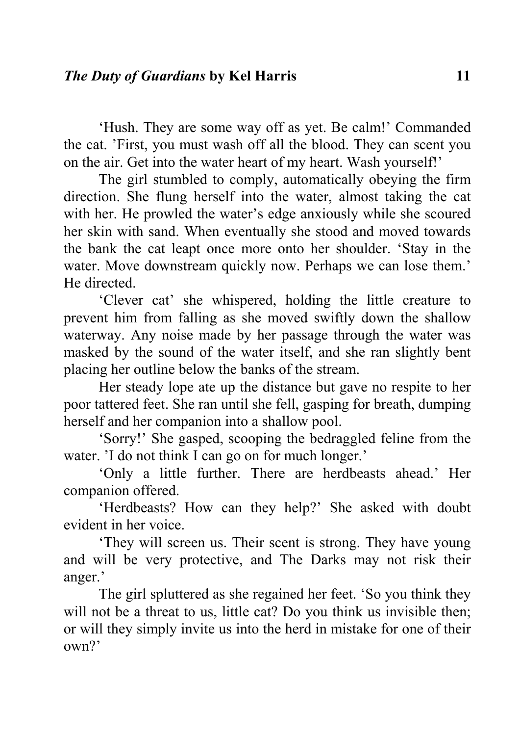‘Hush. They are some way off as yet. Be calm!’ Commanded the cat. ’First, you must wash off all the blood. They can scent you on the air. Get into the water heart of my heart. Wash yourself!’

The girl stumbled to comply, automatically obeying the firm direction. She flung herself into the water, almost taking the cat with her. He prowled the water’s edge anxiously while she scoured her skin with sand. When eventually she stood and moved towards the bank the cat leapt once more onto her shoulder. ‘Stay in the water. Move downstream quickly now. Perhaps we can lose them.’ He directed.

‘Clever cat’ she whispered, holding the little creature to prevent him from falling as she moved swiftly down the shallow waterway. Any noise made by her passage through the water was masked by the sound of the water itself, and she ran slightly bent placing her outline below the banks of the stream.

Her steady lope ate up the distance but gave no respite to her poor tattered feet. She ran until she fell, gasping for breath, dumping herself and her companion into a shallow pool.

‘Sorry!’ She gasped, scooping the bedraggled feline from the water. ’I do not think I can go on for much longer.’

‘Only a little further. There are herdbeasts ahead.’ Her companion offered.

‘Herdbeasts? How can they help?’ She asked with doubt evident in her voice.

‘They will screen us. Their scent is strong. They have young and will be very protective, and The Darks may not risk their anger.’

The girl spluttered as she regained her feet. ‘So you think they will not be a threat to us, little cat? Do you think us invisible then; or will they simply invite us into the herd in mistake for one of their own?’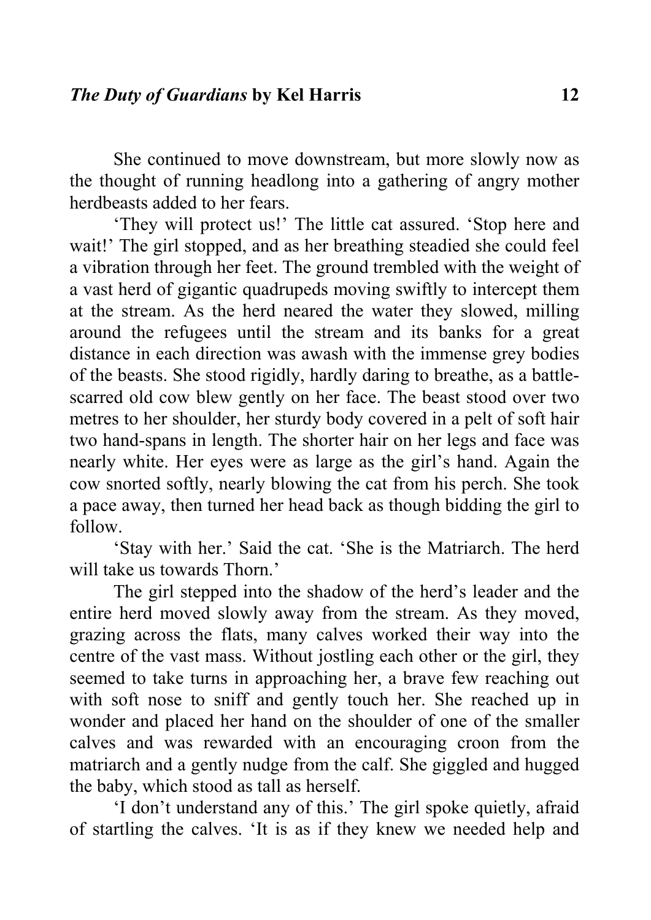She continued to move downstream, but more slowly now as the thought of running headlong into a gathering of angry mother herdbeasts added to her fears.

'They will protect us!' The little cat assured. 'Stop here and wait!' The girl stopped, and as her breathing steadied she could feel a vibration through her feet. The ground trembled with the weight of a vast herd of gigantic quadrupeds moving swiftly to intercept them at the stream. As the herd neared the water they slowed, milling around the refugees until the stream and its banks for a great distance in each direction was awash with the immense grey bodies of the beasts. She stood rigidly, hardly daring to breathe, as a battle-scarred old cow blew gently on her face. The beast stood over two metres to her shoulder, her sturdy body covered in a pelt of soft hair two hand-spans in length. The shorter hair on her legs and face was nearly white. Her eyes were as large as the girl's hand. Again the cow snorted softly, nearly blowing the cat from his perch. She took a pace away, then turned her head back as though bidding the girl to follow.

'Stay with her.' Said the cat. 'She is the Matriarch. The herd will take us towards Thorn.'

The girl stepped into the shadow of the herd's leader and the entire herd moved slowly away from the stream. As they moved, grazing across the flats, many calves worked their way into the centre of the vast mass. Without jostling each other or the girl, they seemed to take turns in approaching her, a brave few reaching out with soft nose to sniff and gently touch her. She reached up in wonder and placed her hand on the shoulder of one of the smaller calves and was rewarded with an encouraging croon from the matriarch and a gently nudge from the calf. She giggled and hugged the baby, which stood as tall as herself.

'I don't understand any of this.' The girl spoke quietly, afraid of startling the calves. 'It is as if they knew we needed help and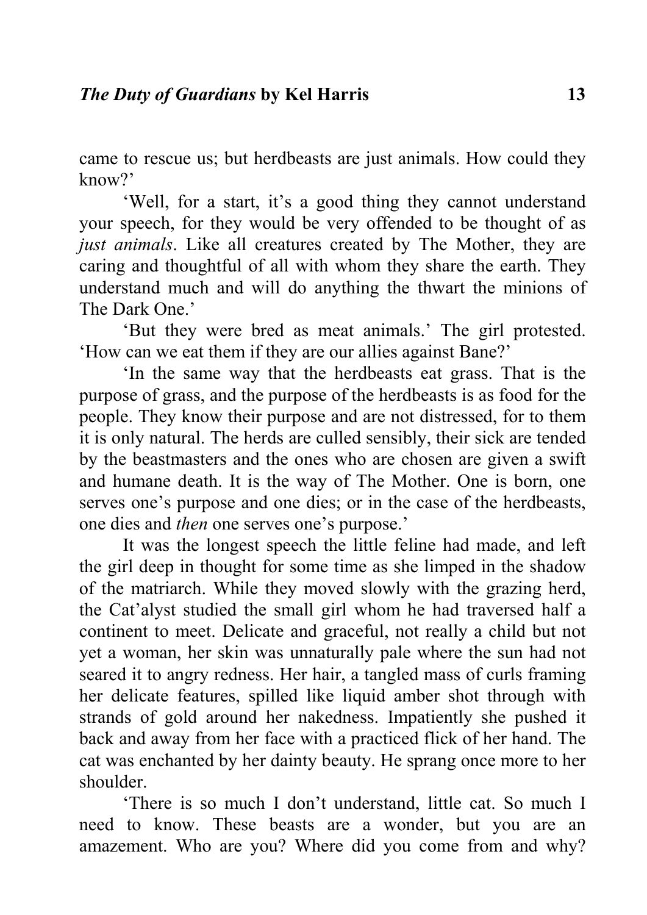came to rescue us; but herdbeasts are just animals. How could they know?'

'Well, for a start, it's a good thing they cannot understand your speech, for they would be very offended to be thought of as *just animals*. Like all creatures created by The Mother, they are caring and thoughtful of all with whom they share the earth. They understand much and will do anything the thwart the minions of The Dark One.'

'But they were bred as meat animals.' The girl protested. 'How can we eat them if they are our allies against Bane?'

'In the same way that the herdbeasts eat grass. That is the purpose of grass, and the purpose of the herdbeasts is as food for the people. They know their purpose and are not distressed, for to them it is only natural. The herds are culled sensibly, their sick are tended by the beastmasters and the ones who are chosen are given a swift and humane death. It is the way of The Mother. One is born, one serves one's purpose and one dies; or in the case of the herdbeasts, one dies and *then* one serves one's purpose.'

It was the longest speech the little feline had made, and left the girl deep in thought for some time as she limped in the shadow of the matriarch. While they moved slowly with the grazing herd, the Cat'alyst studied the small girl whom he had traversed half a continent to meet. Delicate and graceful, not really a child but not yet a woman, her skin was unnaturally pale where the sun had not seared it to angry redness. Her hair, a tangled mass of curls framing her delicate features, spilled like liquid amber shot through with strands of gold around her nakedness. Impatiently she pushed it back and away from her face with a practiced flick of her hand. The cat was enchanted by her dainty beauty. He sprang once more to her shoulder.

'There is so much I don't understand, little cat. So much I need to know. These beasts are a wonder, but you are an amazement. Who are you? Where did you come from and why?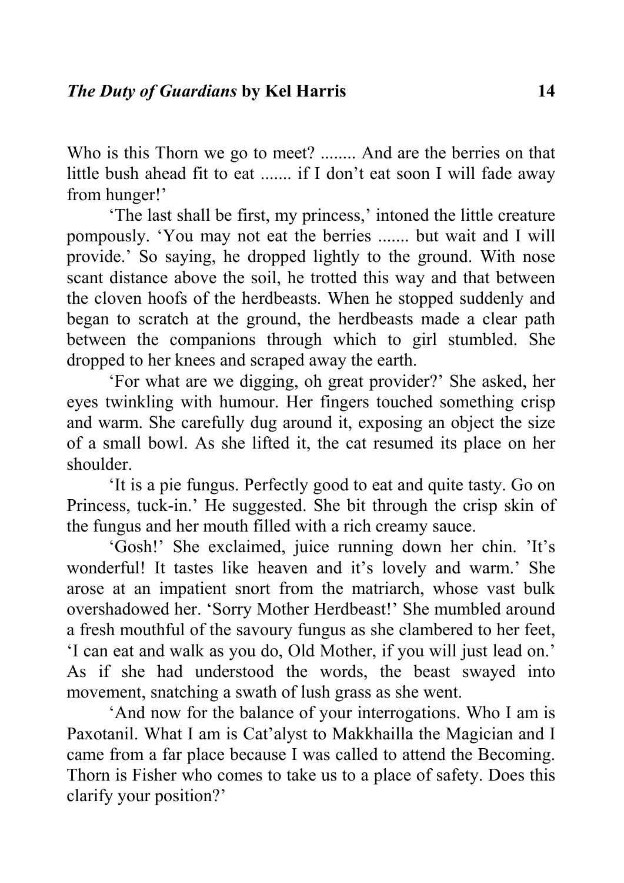Who is this Thorn we go to meet? ........ And are the berries on that little bush ahead fit to eat ....... if I don’t eat soon I will fade away from hunger!’

‘The last shall be first, my princess,’ intoned the little creature pompously. ‘You may not eat the berries ....... but wait and I will provide.’ So saying, he dropped lightly to the ground. With nose scant distance above the soil, he trotted this way and that between the cloven hoofs of the herdbeasts. When he stopped suddenly and began to scratch at the ground, the herdbeasts made a clear path between the companions through which to girl stumbled. She dropped to her knees and scraped away the earth.

‘For what are we digging, oh great provider?’ She asked, her eyes twinkling with humour. Her fingers touched something crisp and warm. She carefully dug around it, exposing an object the size of a small bowl. As she lifted it, the cat resumed its place on her shoulder.

‘It is a pie fungus. Perfectly good to eat and quite tasty. Go on Princess, tuck-in.’ He suggested. She bit through the crisp skin of the fungus and her mouth filled with a rich creamy sauce.

‘Gosh!’ She exclaimed, juice running down her chin. ’It’s wonderful! It tastes like heaven and it’s lovely and warm.’ She arose at an impatient snort from the matriarch, whose vast bulk overshadowed her. ‘Sorry Mother Herdbeast!’ She mumbled around a fresh mouthful of the savoury fungus as she clambered to her feet, ‘I can eat and walk as you do, Old Mother, if you will just lead on.’ As if she had understood the words, the beast swayed into movement, snatching a swath of lush grass as she went.

‘And now for the balance of your interrogations. Who I am is Paxotanil. What I am is Cat’alyst to Makkhailla the Magician and I came from a far place because I was called to attend the Becoming. Thorn is Fisher who comes to take us to a place of safety. Does this clarify your position?’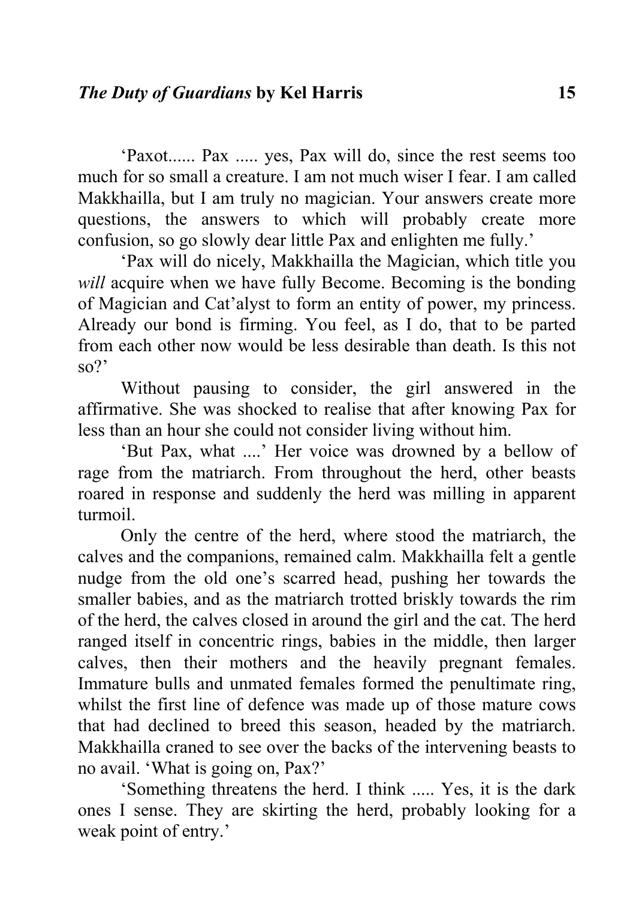'Paxot...... Pax ..... yes, Pax will do, since the rest seems too much for so small a creature. I am not much wiser I fear. I am called Makkhailla, but I am truly no magician. Your answers create more questions, the answers to which will probably create more confusion, so go slowly dear little Pax and enlighten me fully.'

'Pax will do nicely, Makkhailla the Magician, which title you *will* acquire when we have fully Become. Becoming is the bonding of Magician and Cat'alyst to form an entity of power, my princess. Already our bond is firming. You feel, as I do, that to be parted from each other now would be less desirable than death. Is this not so?'

Without pausing to consider, the girl answered in the affirmative. She was shocked to realise that after knowing Pax for less than an hour she could not consider living without him.

'But Pax, what ....' Her voice was drowned by a bellow of rage from the matriarch. From throughout the herd, other beasts roared in response and suddenly the herd was milling in apparent turmoil.

Only the centre of the herd, where stood the matriarch, the calves and the companions, remained calm. Makkhailla felt a gentle nudge from the old one's scarred head, pushing her towards the smaller babies, and as the matriarch trotted briskly towards the rim of the herd, the calves closed in around the girl and the cat. The herd ranged itself in concentric rings, babies in the middle, then larger calves, then their mothers and the heavily pregnant females. Immature bulls and unmated females formed the penultimate ring, whilst the first line of defence was made up of those mature cows that had declined to breed this season, headed by the matriarch. Makkhailla craned to see over the backs of the intervening beasts to no avail. 'What is going on, Pax?'

'Something threatens the herd. I think ..... Yes, it is the dark ones I sense. They are skirting the herd, probably looking for a weak point of entry.'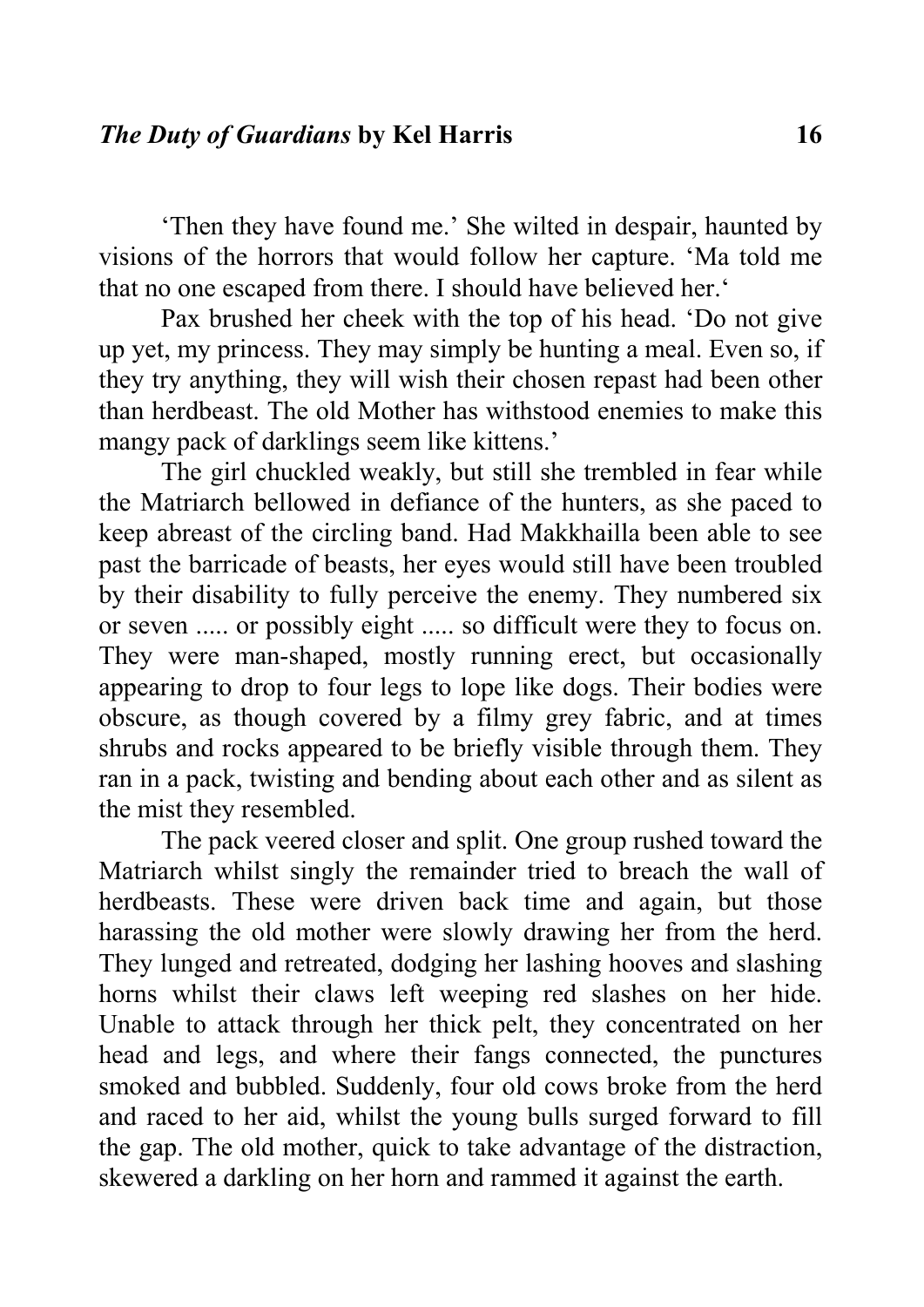‘Then they have found me.’ She wilted in despair, haunted by visions of the horrors that would follow her capture. ‘Ma told me that no one escaped from there. I should have believed her.‘

Pax brushed her cheek with the top of his head. ‘Do not give up yet, my princess. They may simply be hunting a meal. Even so, if they try anything, they will wish their chosen repast had been other than herdbeast. The old Mother has withstood enemies to make this mangy pack of darklings seem like kittens.’

The girl chuckled weakly, but still she trembled in fear while the Matriarch bellowed in defiance of the hunters, as she paced to keep abreast of the circling band. Had Makkhailla been able to see past the barricade of beasts, her eyes would still have been troubled by their disability to fully perceive the enemy. They numbered six or seven ..... or possibly eight ..... so difficult were they to focus on. They were man-shaped, mostly running erect, but occasionally appearing to drop to four legs to lope like dogs. Their bodies were obscure, as though covered by a filmy grey fabric, and at times shrubs and rocks appeared to be briefly visible through them. They ran in a pack, twisting and bending about each other and as silent as the mist they resembled.

The pack veered closer and split. One group rushed toward the Matriarch whilst singly the remainder tried to breach the wall of herdbeasts. These were driven back time and again, but those harassing the old mother were slowly drawing her from the herd. They lunged and retreated, dodging her lashing hooves and slashing horns whilst their claws left weeping red slashes on her hide. Unable to attack through her thick pelt, they concentrated on her head and legs, and where their fangs connected, the punctures smoked and bubbled. Suddenly, four old cows broke from the herd and raced to her aid, whilst the young bulls surged forward to fill the gap. The old mother, quick to take advantage of the distraction, skewered a darkling on her horn and rammed it against the earth.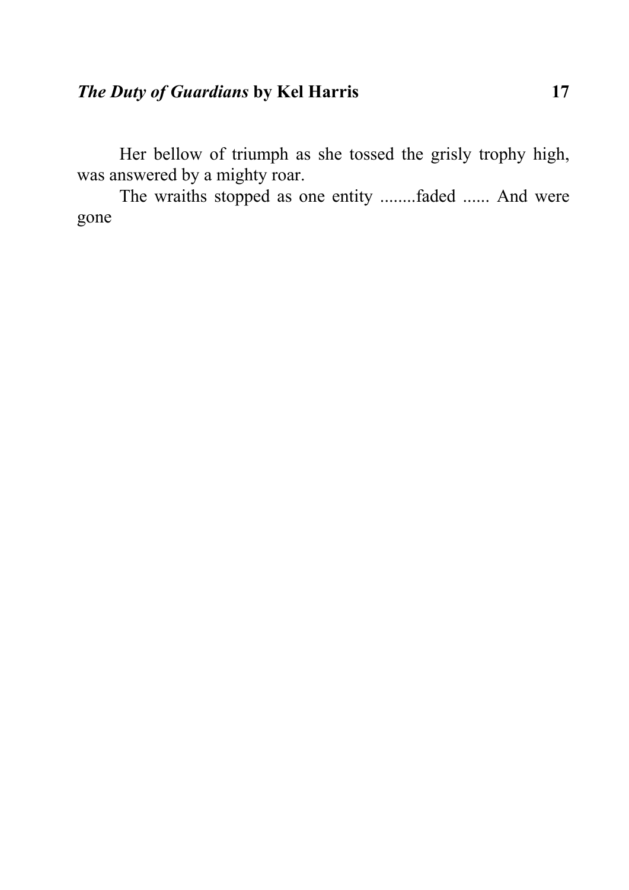Her bellow of triumph as she tossed the grisly trophy high, was answered by a mighty roar.

The wraiths stopped as one entity ........faded ...... And were gone